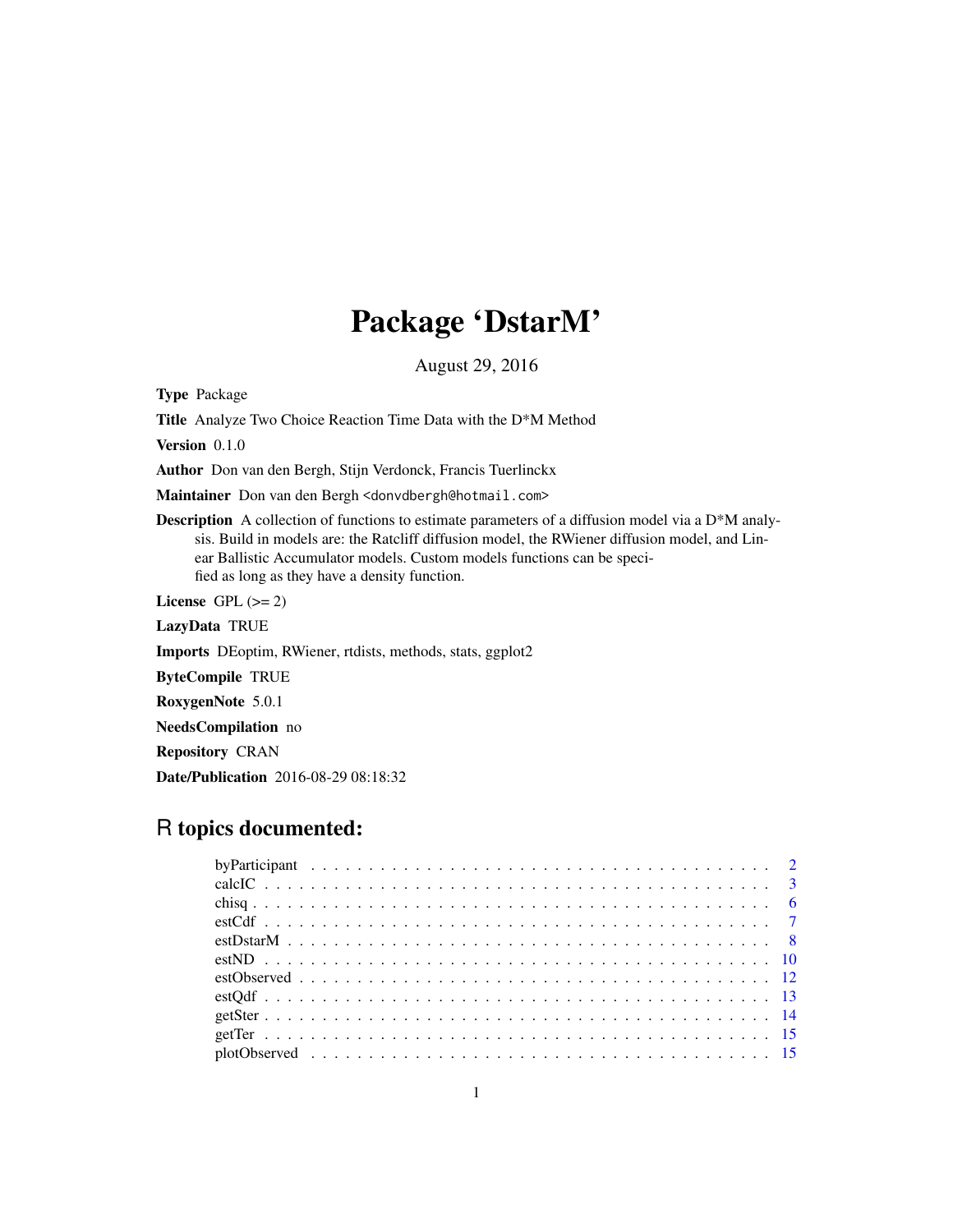# Package 'DstarM'

August 29, 2016

**Type** Package

**Title** Analyze Two Choice Reaction Time Data with the D*M Method

**Version** 0.1.0

**Author** Don van den Bergh, Stijn Verdonck, Francis Tuerlinckx

**Maintainer** Don van den Bergh <donvdbergh@hotmail.com>

**Description** A collection of functions to estimate parameters of a diffusion model via a D*M analysis. Build in models are: the Ratcliff diffusion model, the RWiener diffusion model, and Linear Ballistic Accumulator models. Custom models functions can be specified as long as they have a density function.

**License** GPL (>= 2)

**LazyData** TRUE

**Imports** DEoptim, RWiener, rtdists, methods, stats, ggplot2

**ByteCompile** TRUE

**RoxygenNote** 5.0.1

**NeedsCompilation** no

**Repository** CRAN

**Date/Publication** 2016-08-29 08:18:32

## R topics documented:

| | |
|---|---|
| byParticipant | 2 |
| calcIC | 3 |
| chisq | 6 |
| estCdf | 7 |
| estDstarM | 8 |
| estND | 10 |
| estObserved | 12 |
| estQdf | 13 |
| getSter | 14 |
| getTer | 15 |
| plotObserved | 15 |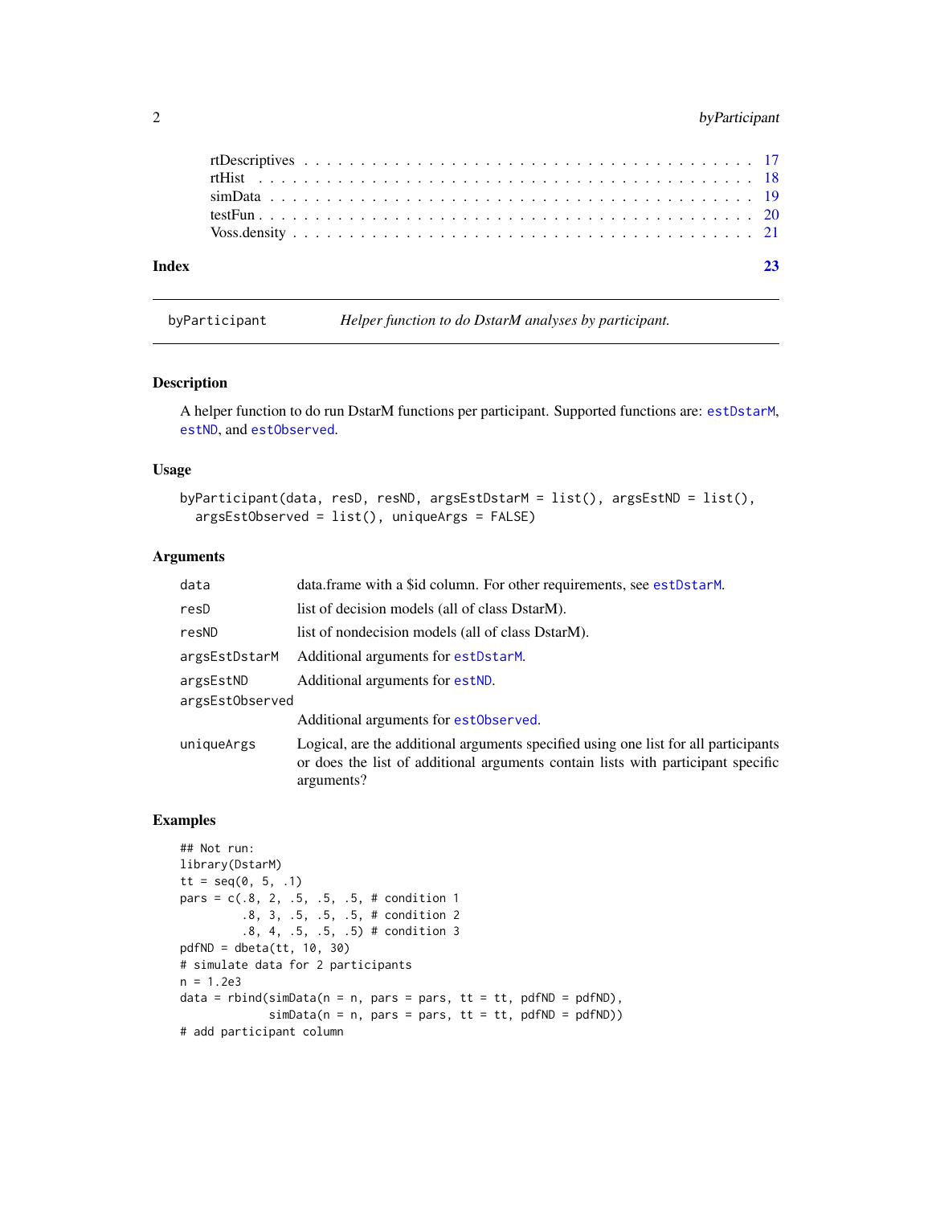rtDescriptives . . . . . . . . . . . . . . . . . . . . . . . . . . . . . . . . . . . . . . . . 17
rtHist . . . . . . . . . . . . . . . . . . . . . . . . . . . . . . . . . . . . . . . . . . . . 18
simData . . . . . . . . . . . . . . . . . . . . . . . . . . . . . . . . . . . . . . . . . . . 19
testFun . . . . . . . . . . . . . . . . . . . . . . . . . . . . . . . . . . . . . . . . . . . 20
Voss.density . . . . . . . . . . . . . . . . . . . . . . . . . . . . . . . . . . . . . . . . 21

**Index** **23**

---

`byParticipant` *Helper function to do DstarM analyses by participant.*

---

## Description

A helper function to do run DstarM functions per participant. Supported functions are: `estDstarM`, `estND`, and `estObserved`.

## Usage

```
byParticipant(data, resD, resND, argsEstDstarM = list(), argsEstND = list(),
  argsEstObserved = list(), uniqueArgs = FALSE)
```

## Arguments

| | |
|---|---|
| `data` | data.frame with a $id column. For other requirements, see `estDstarM`. |
| `resD` | list of decision models (all of class DstarM). |
| `resND` | list of nondecision models (all of class DstarM). |
| `argsEstDstarM` | Additional arguments for `estDstarM`. |
| `argsEstND` | Additional arguments for `estND`. |
| `argsEstObserved` | Additional arguments for `estObserved`. |
| `uniqueArgs` | Logical, are the additional arguments specified using one list for all participants or does the list of additional arguments contain lists with participant specific arguments? |

## Examples

```
## Not run:
library(DstarM)
tt = seq(0, 5, .1)
pars = c(.8, 2, .5, .5, .5, # condition 1
         .8, 3, .5, .5, .5, # condition 2
         .8, 4, .5, .5, .5) # condition 3
pdfND = dbeta(tt, 10, 30)
# simulate data for 2 participants
n = 1.2e3
data = rbind(simData(n = n, pars = pars, tt = tt, pdfND = pdfND),
             simData(n = n, pars = pars, tt = tt, pdfND = pdfND))
# add participant column
```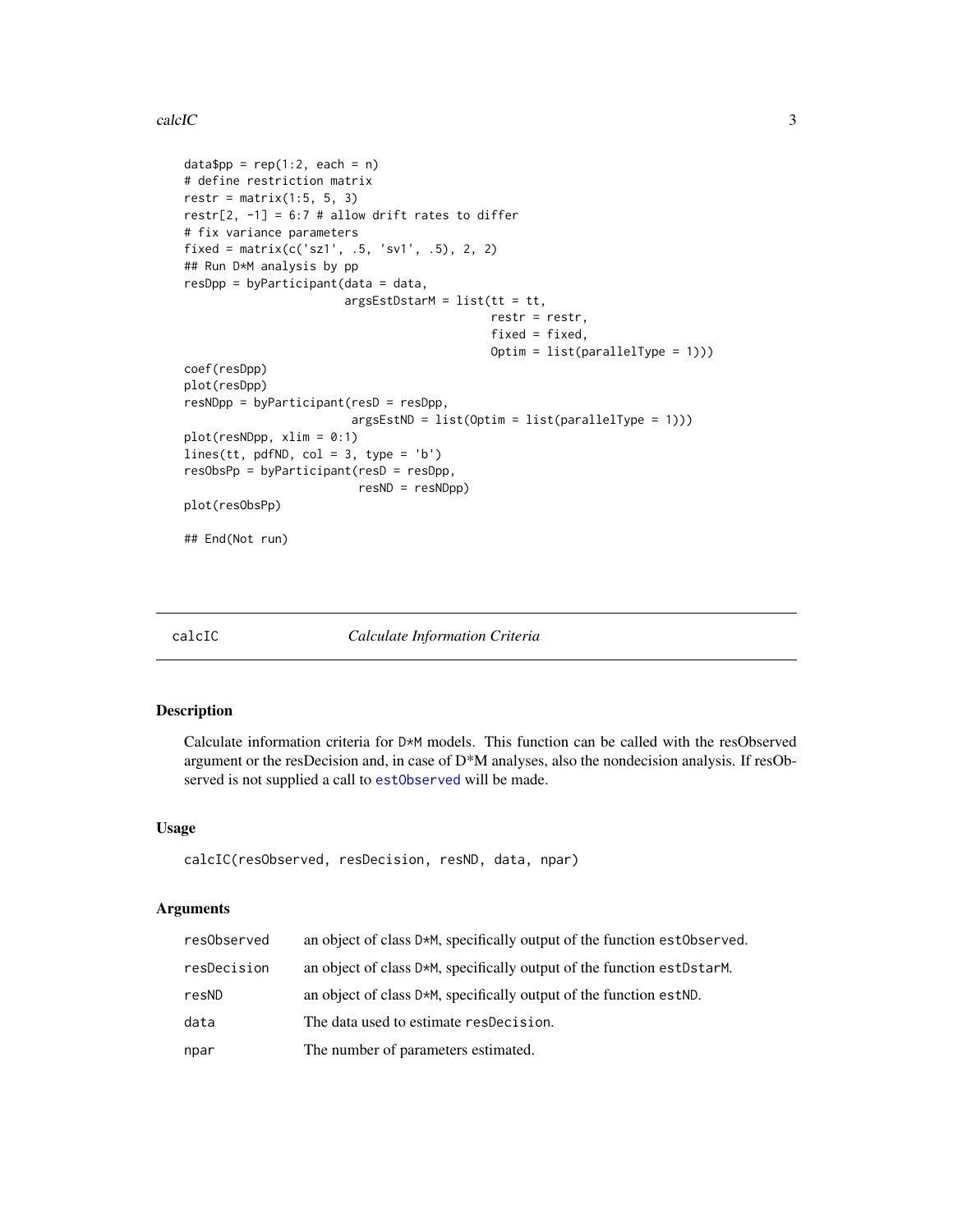```
data$pp = rep(1:2, each = n)
# define restriction matrix
restr = matrix(1:5, 5, 3)
restr[2, -1] = 6:7 # allow drift rates to differ
# fix variance parameters
fixed = matrix(c('sz1', .5, 'sv1', .5), 2, 2)
## Run D*M analysis by pp
resDpp = byParticipant(data = data,
                       argsEstDstarM = list(tt = tt,
                                            restr = restr,
                                            fixed = fixed,
                                            Optim = list(parallelType = 1)))
coef(resDpp)
plot(resDpp)
resNDpp = byParticipant(resD = resDpp,
                        argsEstND = list(Optim = list(parallelType = 1)))
plot(resNDpp, xlim = 0:1)
lines(tt, pdfND, col = 3, type = 'b')
resObsPp = byParticipant(resD = resDpp,
                         resND = resNDpp)
plot(resObsPp)

## End(Not run)
```

## calcIC — *Calculate Information Criteria*

### Description

Calculate information criteria for D*M models. This function can be called with the resObserved argument or the resDecision and, in case of D*M analyses, also the nondecision analysis. If resObserved is not supplied a call to `estObserved` will be made.

### Usage

```
calcIC(resObserved, resDecision, resND, data, npar)
```

### Arguments

| | |
|---|---|
| `resObserved` | an object of class D*M, specifically output of the function `estObserved`. |
| `resDecision` | an object of class D*M, specifically output of the function `estDstarM`. |
| `resND` | an object of class D*M, specifically output of the function `estND`. |
| `data` | The data used to estimate `resDecision`. |
| `npar` | The number of parameters estimated. |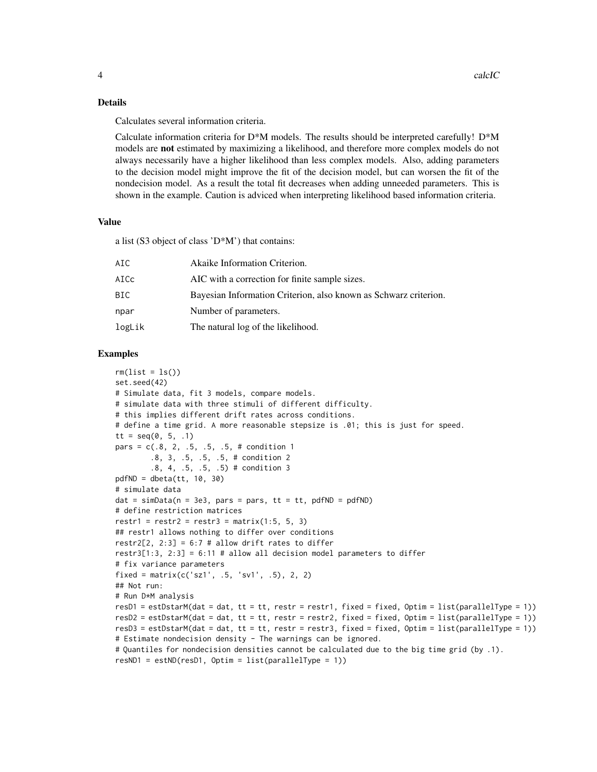## Details

Calculates several information criteria.

Calculate information criteria for D*M models. The results should be interpreted carefully! D*M models are **not** estimated by maximizing a likelihood, and therefore more complex models do not always necessarily have a higher likelihood than less complex models. Also, adding parameters to the decision model might improve the fit of the decision model, but can worsen the fit of the nondecision model. As a result the total fit decreases when adding unneeded parameters. This is shown in the example. Caution is adviced when interpreting likelihood based information criteria.

## Value

a list (S3 object of class 'D*M') that contains:

| | |
|---|---|
| AIC | Akaike Information Criterion. |
| AICc | AIC with a correction for finite sample sizes. |
| BIC | Bayesian Information Criterion, also known as Schwarz criterion. |
| npar | Number of parameters. |
| logLik | The natural log of the likelihood. |

## Examples

```
rm(list = ls())
set.seed(42)
# Simulate data, fit 3 models, compare models.
# simulate data with three stimuli of different difficulty.
# this implies different drift rates across conditions.
# define a time grid. A more reasonable stepsize is .01; this is just for speed.
tt = seq(0, 5, .1)
pars = c(.8, 2, .5, .5, .5, # condition 1
        .8, 3, .5, .5, .5, # condition 2
        .8, 4, .5, .5, .5) # condition 3
pdfND = dbeta(tt, 10, 30)
# simulate data
dat = simData(n = 3e3, pars = pars, tt = tt, pdfND = pdfND)
# define restriction matrices
restr1 = restr2 = restr3 = matrix(1:5, 5, 3)
## restr1 allows nothing to differ over conditions
restr2[2, 2:3] = 6:7 # allow drift rates to differ
restr3[1:3, 2:3] = 6:11 # allow all decision model parameters to differ
# fix variance parameters
fixed = matrix(c('sz1', .5, 'sv1', .5), 2, 2)
## Not run:
# Run D*M analysis
resD1 = estDstarM(dat = dat, tt = tt, restr = restr1, fixed = fixed, Optim = list(parallelType = 1))
resD2 = estDstarM(dat = dat, tt = tt, restr = restr2, fixed = fixed, Optim = list(parallelType = 1))
resD3 = estDstarM(dat = dat, tt = tt, restr = restr3, fixed = fixed, Optim = list(parallelType = 1))
# Estimate nondecision density - The warnings can be ignored.
# Quantiles for nondecision densities cannot be calculated due to the big time grid (by .1).
resND1 = estND(resD1, Optim = list(parallelType = 1))
```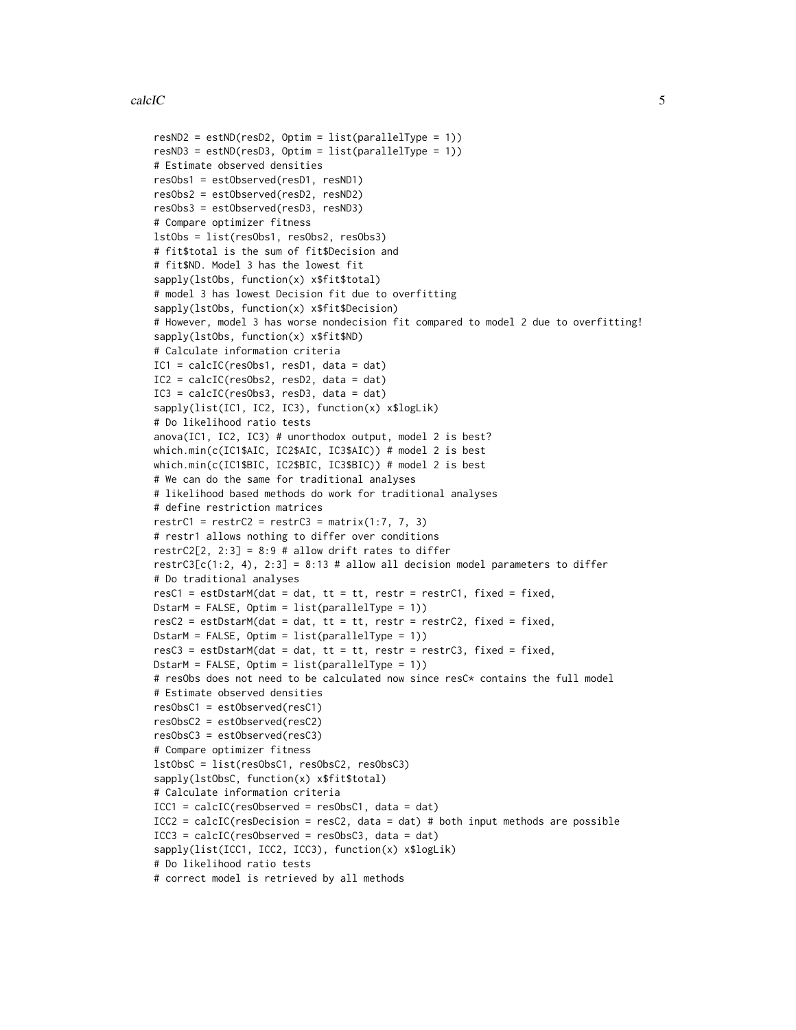```
resND2 = estND(resD2, Optim = list(parallelType = 1))
resND3 = estND(resD3, Optim = list(parallelType = 1))
# Estimate observed densities
resObs1 = estObserved(resD1, resND1)
resObs2 = estObserved(resD2, resND2)
resObs3 = estObserved(resD3, resND3)
# Compare optimizer fitness
lstObs = list(resObs1, resObs2, resObs3)
# fit$total is the sum of fit$Decision and
# fit$ND. Model 3 has the lowest fit
sapply(lstObs, function(x) x$fit$total)
# model 3 has lowest Decision fit due to overfitting
sapply(lstObs, function(x) x$fit$Decision)
# However, model 3 has worse nondecision fit compared to model 2 due to overfitting!
sapply(lstObs, function(x) x$fit$ND)
# Calculate information criteria
IC1 = calcIC(resObs1, resD1, data = dat)
IC2 = calcIC(resObs2, resD2, data = dat)
IC3 = calcIC(resObs3, resD3, data = dat)
sapply(list(IC1, IC2, IC3), function(x) x$logLik)
# Do likelihood ratio tests
anova(IC1, IC2, IC3) # unorthodox output, model 2 is best?
which.min(c(IC1$AIC, IC2$AIC, IC3$AIC)) # model 2 is best
which.min(c(IC1$BIC, IC2$BIC, IC3$BIC)) # model 2 is best
# We can do the same for traditional analyses
# likelihood based methods do work for traditional analyses
# define restriction matrices
restrC1 = restrC2 = restrC3 = matrix(1:7, 7, 3)
# restr1 allows nothing to differ over conditions
restrC2[2, 2:3] = 8:9 # allow drift rates to differ
restrC3[c(1:2, 4), 2:3] = 8:13 # allow all decision model parameters to differ
# Do traditional analyses
resC1 = estDstarM(dat = dat, tt = tt, restr = restrC1, fixed = fixed,
DstarM = FALSE, Optim = list(parallelType = 1))
resC2 = estDstarM(dat = dat, tt = tt, restr = restrC2, fixed = fixed,
DstarM = FALSE, Optim = list(parallelType = 1))
resC3 = estDstarM(dat = dat, tt = tt, restr = restrC3, fixed = fixed,
DstarM = FALSE, Optim = list(parallelType = 1))
# resObs does not need to be calculated now since resC* contains the full model
# Estimate observed densities
resObsC1 = estObserved(resC1)
resObsC2 = estObserved(resC2)
resObsC3 = estObserved(resC3)
# Compare optimizer fitness
lstObsC = list(resObsC1, resObsC2, resObsC3)
sapply(lstObsC, function(x) x$fit$total)
# Calculate information criteria
ICC1 = calcIC(resObserved = resObsC1, data = dat)
ICC2 = calcIC(resDecision = resC2, data = dat) # both input methods are possible
ICC3 = calcIC(resObserved = resObsC3, data = dat)
sapply(list(ICC1, ICC2, ICC3), function(x) x$logLik)
# Do likelihood ratio tests
# correct model is retrieved by all methods
```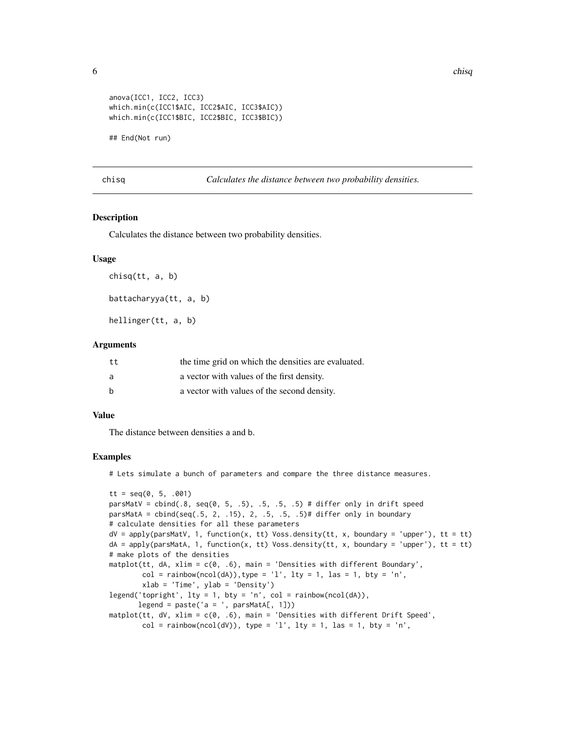```
anova(ICC1, ICC2, ICC3)
which.min(c(ICC1$AIC, ICC2$AIC, ICC3$AIC))
which.min(c(ICC1$BIC, ICC2$BIC, ICC3$BIC))

## End(Not run)
```

## chisq — *Calculates the distance between two probability densities.*

### Description

Calculates the distance between two probability densities.

### Usage

```
chisq(tt, a, b)

battacharyya(tt, a, b)

hellinger(tt, a, b)
```

### Arguments

| | |
|---|---|
| tt | the time grid on which the densities are evaluated. |
| a | a vector with values of the first density. |
| b | a vector with values of the second density. |

### Value

The distance between densities a and b.

### Examples

```
# Lets simulate a bunch of parameters and compare the three distance measures.

tt = seq(0, 5, .001)
parsMatV = cbind(.8, seq(0, 5, .5), .5, .5, .5) # differ only in drift speed
parsMatA = cbind(seq(.5, 2, .15), 2, .5, .5, .5)# differ only in boundary
# calculate densities for all these parameters
dV = apply(parsMatV, 1, function(x, tt) Voss.density(tt, x, boundary = 'upper'), tt = tt)
dA = apply(parsMatA, 1, function(x, tt) Voss.density(tt, x, boundary = 'upper'), tt = tt)
# make plots of the densities
matplot(tt, dA, xlim = c(0, .6), main = 'Densities with different Boundary',
        col = rainbow(ncol(dA)),type = 'l', lty = 1, las = 1, bty = 'n',
        xlab = 'Time', ylab = 'Density')
legend('topright', lty = 1, bty = 'n', col = rainbow(ncol(dA)),
       legend = paste('a = ', parsMatA[, 1]))
matplot(tt, dV, xlim = c(0, .6), main = 'Densities with different Drift Speed',
        col = rainbow(ncol(dV)), type = 'l', lty = 1, las = 1, bty = 'n',
```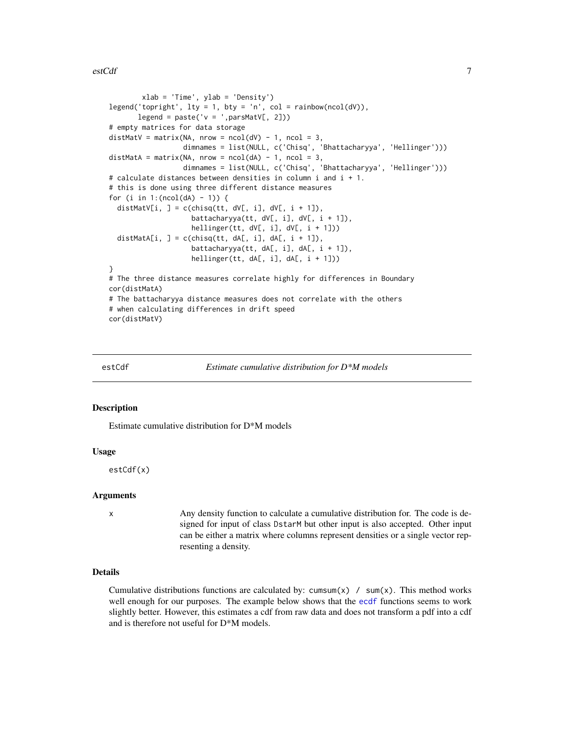```
        xlab = 'Time', ylab = 'Density')
legend('topright', lty = 1, bty = 'n', col = rainbow(ncol(dV)),
       legend = paste('v = ',parsMatV[, 2]))
# empty matrices for data storage
distMatV = matrix(NA, nrow = ncol(dV) - 1, ncol = 3,
                  dimnames = list(NULL, c('Chisq', 'Bhattacharyya', 'Hellinger')))
distMatA = matrix(NA, nrow = ncol(dA) - 1, ncol = 3,
                  dimnames = list(NULL, c('Chisq', 'Bhattacharyya', 'Hellinger')))
# calculate distances between densities in column i and i + 1.
# this is done using three different distance measures
for (i in 1:(ncol(dA) - 1)) {
  distMatV[i, ] = c(chisq(tt, dV[, i], dV[, i + 1]),
                    battacharyya(tt, dV[, i], dV[, i + 1]),
                    hellinger(tt, dV[, i], dV[, i + 1]))
  distMatA[i, ] = c(chisq(tt, dA[, i], dA[, i + 1]),
                    battacharyya(tt, dA[, i], dA[, i + 1]),
                    hellinger(tt, dA[, i], dA[, i + 1]))
}
# The three distance measures correlate highly for differences in Boundary
cor(distMatA)
# The battacharyya distance measures does not correlate with the others
# when calculating differences in drift speed
cor(distMatV)
```

---

## estCdf — *Estimate cumulative distribution for D*M models*

### Description

Estimate cumulative distribution for D*M models

### Usage

```
estCdf(x)
```

### Arguments

| | |
|---|---|
| x | Any density function to calculate a cumulative distribution for. The code is designed for input of class DstarM but other input is also accepted. Other input can be either a matrix where columns represent densities or a single vector representing a density. |

### Details

Cumulative distributions functions are calculated by: `cumsum(x) / sum(x)`. This method works well enough for our purposes. The example below shows that the `ecdf` functions seems to work slightly better. However, this estimates a cdf from raw data and does not transform a pdf into a cdf and is therefore not useful for D*M models.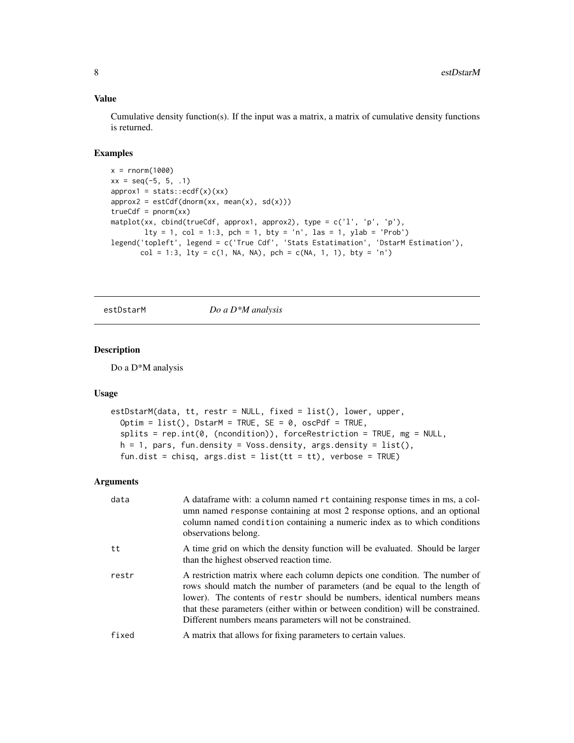## Value

Cumulative density function(s). If the input was a matrix, a matrix of cumulative density functions is returned.

## Examples

```
x = rnorm(1000)
xx = seq(-5, 5, .1)
approx1 = stats::ecdf(x)(xx)
approx2 = estCdf(dnorm(xx, mean(x), sd(x)))
trueCdf = pnorm(xx)
matplot(xx, cbind(trueCdf, approx1, approx2), type = c('l', 'p', 'p'),
        lty = 1, col = 1:3, pch = 1, bty = 'n', las = 1, ylab = 'Prob')
legend('topleft', legend = c('True Cdf', 'Stats Estatimation', 'DstarM Estimation'),
       col = 1:3, lty = c(1, NA, NA), pch = c(NA, 1, 1), bty = 'n')
```

---

# estDstarM *Do a D*M analysis*

## Description

Do a D*M analysis

## Usage

```
estDstarM(data, tt, restr = NULL, fixed = list(), lower, upper,
  Optim = list(), DstarM = TRUE, SE = 0, oscPdf = TRUE,
  splits = rep.int(0, (ncondition)), forceRestriction = TRUE, mg = NULL,
  h = 1, pars, fun.density = Voss.density, args.density = list(),
  fun.dist = chisq, args.dist = list(tt = tt), verbose = TRUE)
```

## Arguments

| | |
|---|---|
| data | A dataframe with: a column named `rt` containing response times in ms, a column named `response` containing at most 2 response options, and an optional column named `condition` containing a numeric index as to which conditions observations belong. |
| tt | A time grid on which the density function will be evaluated. Should be larger than the highest observed reaction time. |
| restr | A restriction matrix where each column depicts one condition. The number of rows should match the number of parameters (and be equal to the length of lower). The contents of `restr` should be numbers, identical numbers means that these parameters (either within or between condition) will be constrained. Different numbers means parameters will not be constrained. |
| fixed | A matrix that allows for fixing parameters to certain values. |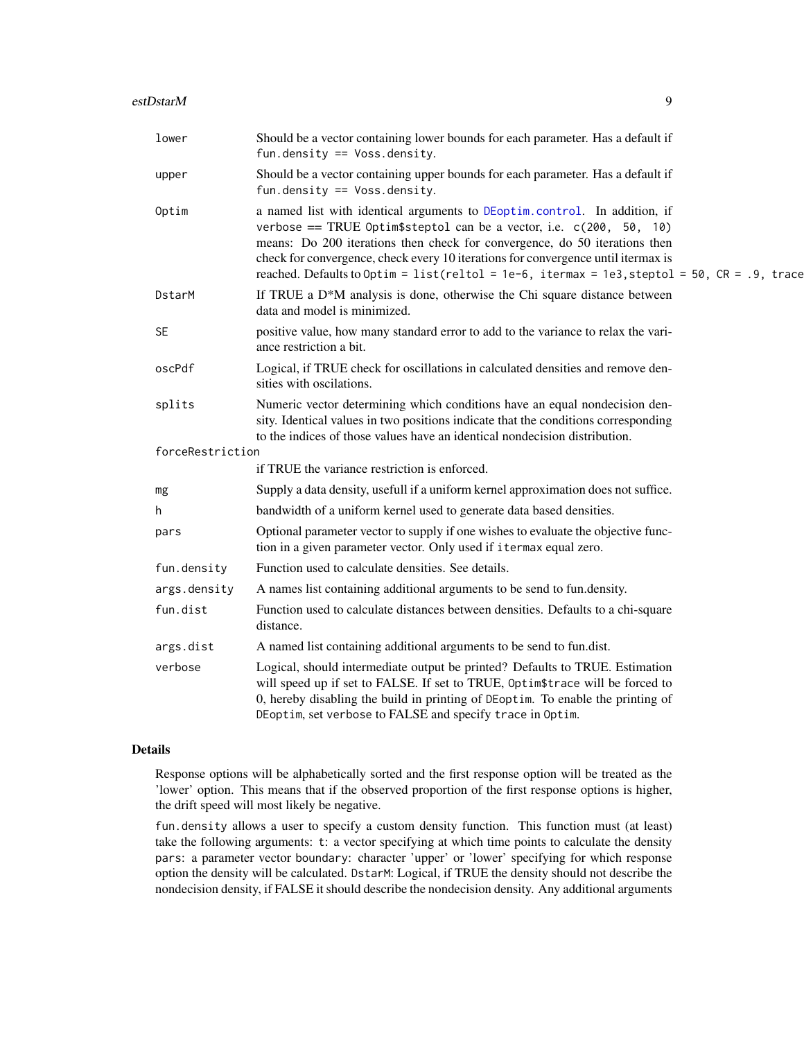| | |
|---|---|
| lower | Should be a vector containing lower bounds for each parameter. Has a default if `fun.density == Voss.density`. |
| upper | Should be a vector containing upper bounds for each parameter. Has a default if `fun.density == Voss.density`. |
| Optim | a named list with identical arguments to DEoptim.control. In addition, if verbose == TRUE `Optim$steptol` can be a vector, i.e. `c(200, 50, 10)` means: Do 200 iterations then check for convergence, do 50 iterations then check for convergence, check every 10 iterations for convergence until itermax is reached. Defaults to `Optim = list(reltol = 1e-6, itermax = 1e3,steptol = 50, CR = .9, trace` |
| DstarM | If TRUE a D*M analysis is done, otherwise the Chi square distance between data and model is minimized. |
| SE | positive value, how many standard error to add to the variance to relax the variance restriction a bit. |
| oscPdf | Logical, if TRUE check for oscillations in calculated densities and remove densities with oscilations. |
| splits | Numeric vector determining which conditions have an equal nondecision density. Identical values in two positions indicate that the conditions corresponding to the indices of those values have an identical nondecision distribution. |
| forceRestriction | if TRUE the variance restriction is enforced. |
| mg | Supply a data density, usefull if a uniform kernel approximation does not suffice. |
| h | bandwidth of a uniform kernel used to generate data based densities. |
| pars | Optional parameter vector to supply if one wishes to evaluate the objective function in a given parameter vector. Only used if `itermax` equal zero. |
| fun.density | Function used to calculate densities. See details. |
| args.density | A names list containing additional arguments to be send to fun.density. |
| fun.dist | Function used to calculate distances between densities. Defaults to a chi-square distance. |
| args.dist | A named list containing additional arguments to be send to fun.dist. |
| verbose | Logical, should intermediate output be printed? Defaults to TRUE. Estimation will speed up if set to FALSE. If set to TRUE, `Optim$trace` will be forced to 0, hereby disabling the build in printing of `DEoptim`. To enable the printing of `DEoptim`, set `verbose` to FALSE and specify `trace` in `Optim`. |

## Details

Response options will be alphabetically sorted and the first response option will be treated as the 'lower' option. This means that if the observed proportion of the first response options is higher, the drift speed will most likely be negative.

`fun.density` allows a user to specify a custom density function. This function must (at least) take the following arguments: `t`: a vector specifying at which time points to calculate the density `pars`: a parameter vector `boundary`: character 'upper' or 'lower' specifying for which response option the density will be calculated. `DstarM`: Logical, if TRUE the density should not describe the nondecision density, if FALSE it should describe the nondecision density. Any additional arguments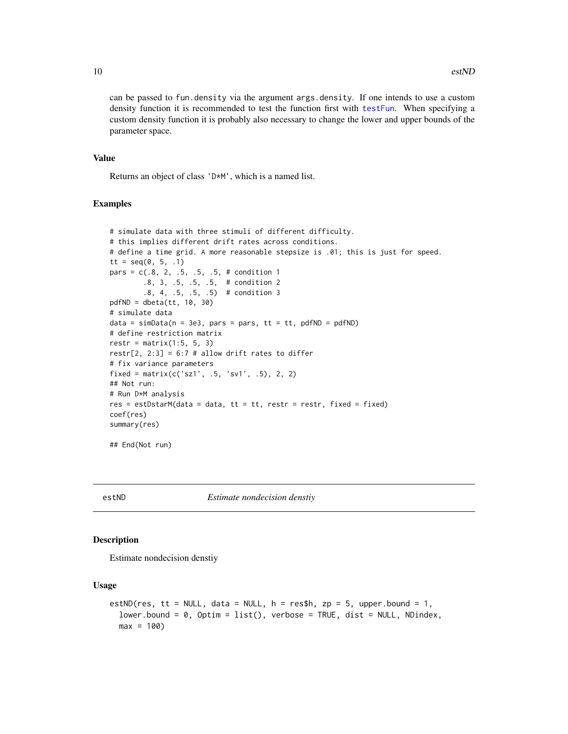can be passed to `fun.density` via the argument `args.density`. If one intends to use a custom density function it is recommended to test the function first with `testFun`. When specifying a custom density function it is probably also necessary to change the lower and upper bounds of the parameter space.

### Value

Returns an object of class `'D*M'`, which is a named list.

### Examples

```
# simulate data with three stimuli of different difficulty.
# this implies different drift rates across conditions.
# define a time grid. A more reasonable stepsize is .01; this is just for speed.
tt = seq(0, 5, .1)
pars = c(.8, 2, .5, .5, .5, # condition 1
        .8, 3, .5, .5, .5,  # condition 2
        .8, 4, .5, .5, .5)  # condition 3
pdfND = dbeta(tt, 10, 30)
# simulate data
data = simData(n = 3e3, pars = pars, tt = tt, pdfND = pdfND)
# define restriction matrix
restr = matrix(1:5, 5, 3)
restr[2, 2:3] = 6:7 # allow drift rates to differ
# fix variance parameters
fixed = matrix(c('sz1', .5, 'sv1', .5), 2, 2)
## Not run:
# Run D*M analysis
res = estDstarM(data = data, tt = tt, restr = restr, fixed = fixed)
coef(res)
summary(res)

## End(Not run)
```

---

## estND — *Estimate nondecision denstiy*

### Description

Estimate nondecision denstiy

### Usage

```
estND(res, tt = NULL, data = NULL, h = res$h, zp = 5, upper.bound = 1,
  lower.bound = 0, Optim = list(), verbose = TRUE, dist = NULL, NDindex,
  max = 100)
```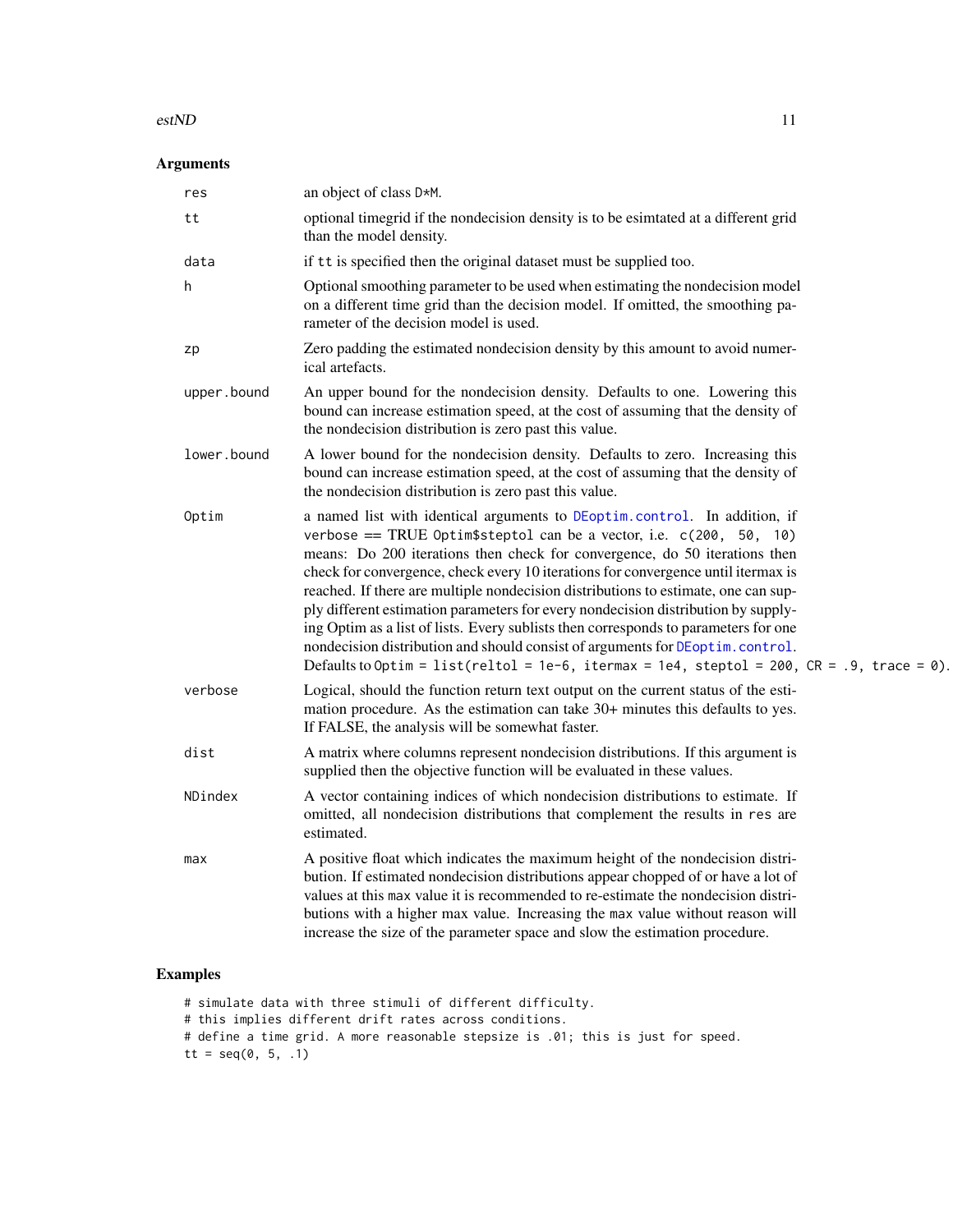## Arguments

| | |
|---|---|
| `res` | an object of class `D*M`. |
| `tt` | optional timegrid if the nondecision density is to be esimtated at a different grid than the model density. |
| `data` | if `tt` is specified then the original dataset must be supplied too. |
| `h` | Optional smoothing parameter to be used when estimating the nondecision model on a different time grid than the decision model. If omitted, the smoothing parameter of the decision model is used. |
| `zp` | Zero padding the estimated nondecision density by this amount to avoid numerical artefacts. |
| `upper.bound` | An upper bound for the nondecision density. Defaults to one. Lowering this bound can increase estimation speed, at the cost of assuming that the density of the nondecision distribution is zero past this value. |
| `lower.bound` | A lower bound for the nondecision density. Defaults to zero. Increasing this bound can increase estimation speed, at the cost of assuming that the density of the nondecision distribution is zero past this value. |
| `Optim` | a named list with identical arguments to `DEoptim.control`. In addition, if verbose == TRUE `Optim$steptol` can be a vector, i.e. `c(200, 50, 10)` means: Do 200 iterations then check for convergence, do 50 iterations then check for convergence, check every 10 iterations for convergence until itermax is reached. If there are multiple nondecision distributions to estimate, one can supply different estimation parameters for every nondecision distribution by supplying Optim as a list of lists. Every sublists then corresponds to parameters for one nondecision distribution and should consist of arguments for `DEoptim.control`. Defaults to `Optim = list(reltol = 1e-6, itermax = 1e4, steptol = 200, CR = .9, trace = 0)`. |
| `verbose` | Logical, should the function return text output on the current status of the estimation procedure. As the estimation can take 30+ minutes this defaults to yes. If FALSE, the analysis will be somewhat faster. |
| `dist` | A matrix where columns represent nondecision distributions. If this argument is supplied then the objective function will be evaluated in these values. |
| `NDindex` | A vector containing indices of which nondecision distributions to estimate. If omitted, all nondecision distributions that complement the results in `res` are estimated. |
| `max` | A positive float which indicates the maximum height of the nondecision distribution. If estimated nondecision distributions appear chopped of or have a lot of values at this `max` value it is recommended to re-estimate the nondecision distributions with a higher max value. Increasing the `max` value without reason will increase the size of the parameter space and slow the estimation procedure. |

## Examples

```
# simulate data with three stimuli of different difficulty.
# this implies different drift rates across conditions.
# define a time grid. A more reasonable stepsize is .01; this is just for speed.
tt = seq(0, 5, .1)
```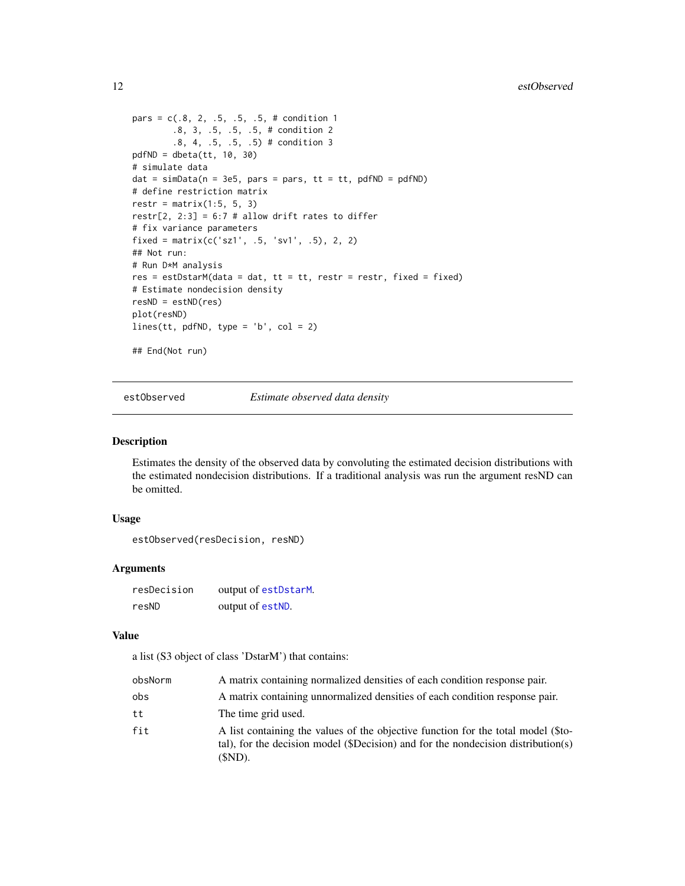```
pars = c(.8, 2, .5, .5, .5, # condition 1
        .8, 3, .5, .5, .5, # condition 2
        .8, 4, .5, .5, .5) # condition 3
pdfND = dbeta(tt, 10, 30)
# simulate data
dat = simData(n = 3e5, pars = pars, tt = tt, pdfND = pdfND)
# define restriction matrix
restr = matrix(1:5, 5, 3)
restr[2, 2:3] = 6:7 # allow drift rates to differ
# fix variance parameters
fixed = matrix(c('sz1', .5, 'sv1', .5), 2, 2)
## Not run:
# Run D*M analysis
res = estDstarM(data = dat, tt = tt, restr = restr, fixed = fixed)
# Estimate nondecision density
resND = estND(res)
plot(resND)
lines(tt, pdfND, type = 'b', col = 2)

## End(Not run)
```

## estObserved — *Estimate observed data density*

### Description

Estimates the density of the observed data by convoluting the estimated decision distributions with the estimated nondecision distributions. If a traditional analysis was run the argument resND can be omitted.

### Usage

```
estObserved(resDecision, resND)
```

### Arguments

| | |
|---|---|
| resDecision | output of estDstarM. |
| resND | output of estND. |

### Value

a list (S3 object of class 'DstarM') that contains:

| | |
|---|---|
| obsNorm | A matrix containing normalized densities of each condition response pair. |
| obs | A matrix containing unnormalized densities of each condition response pair. |
| tt | The time grid used. |
| fit | A list containing the values of the objective function for the total model ($total), for the decision model ($Decision) and for the nondecision distribution(s) ($ND). |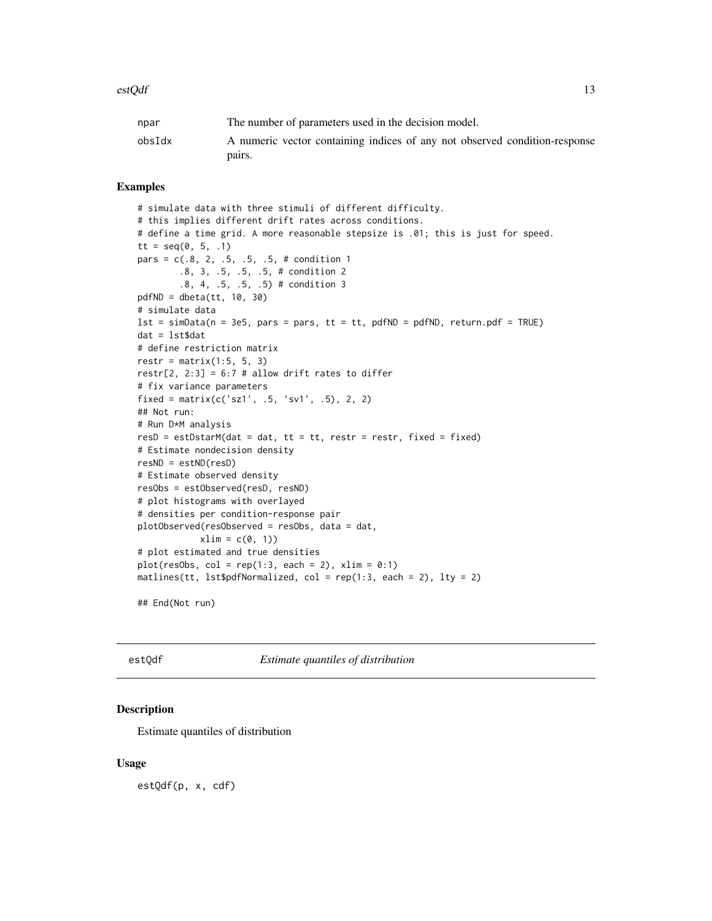| | |
|---|---|
| npar | The number of parameters used in the decision model. |
| obsIdx | A numeric vector containing indices of any not observed condition-response pairs. |

## Examples

```
# simulate data with three stimuli of different difficulty.
# this implies different drift rates across conditions.
# define a time grid. A more reasonable stepsize is .01; this is just for speed.
tt = seq(0, 5, .1)
pars = c(.8, 2, .5, .5, .5, # condition 1
        .8, 3, .5, .5, .5, # condition 2
        .8, 4, .5, .5, .5) # condition 3
pdfND = dbeta(tt, 10, 30)
# simulate data
lst = simData(n = 3e5, pars = pars, tt = tt, pdfND = pdfND, return.pdf = TRUE)
dat = lst$dat
# define restriction matrix
restr = matrix(1:5, 5, 3)
restr[2, 2:3] = 6:7 # allow drift rates to differ
# fix variance parameters
fixed = matrix(c('sz1', .5, 'sv1', .5), 2, 2)
## Not run:
# Run D*M analysis
resD = estDstarM(dat = dat, tt = tt, restr = restr, fixed = fixed)
# Estimate nondecision density
resND = estND(resD)
# Estimate observed density
resObs = estObserved(resD, resND)
# plot histograms with overlayed
# densities per condition-response pair
plotObserved(resObserved = resObs, data = dat,
            xlim = c(0, 1))
# plot estimated and true densities
plot(resObs, col = rep(1:3, each = 2), xlim = 0:1)
matlines(tt, lst$pdfNormalized, col = rep(1:3, each = 2), lty = 2)

## End(Not run)
```

---

# estQdf — *Estimate quantiles of distribution*

## Description

Estimate quantiles of distribution

## Usage

```
estQdf(p, x, cdf)
```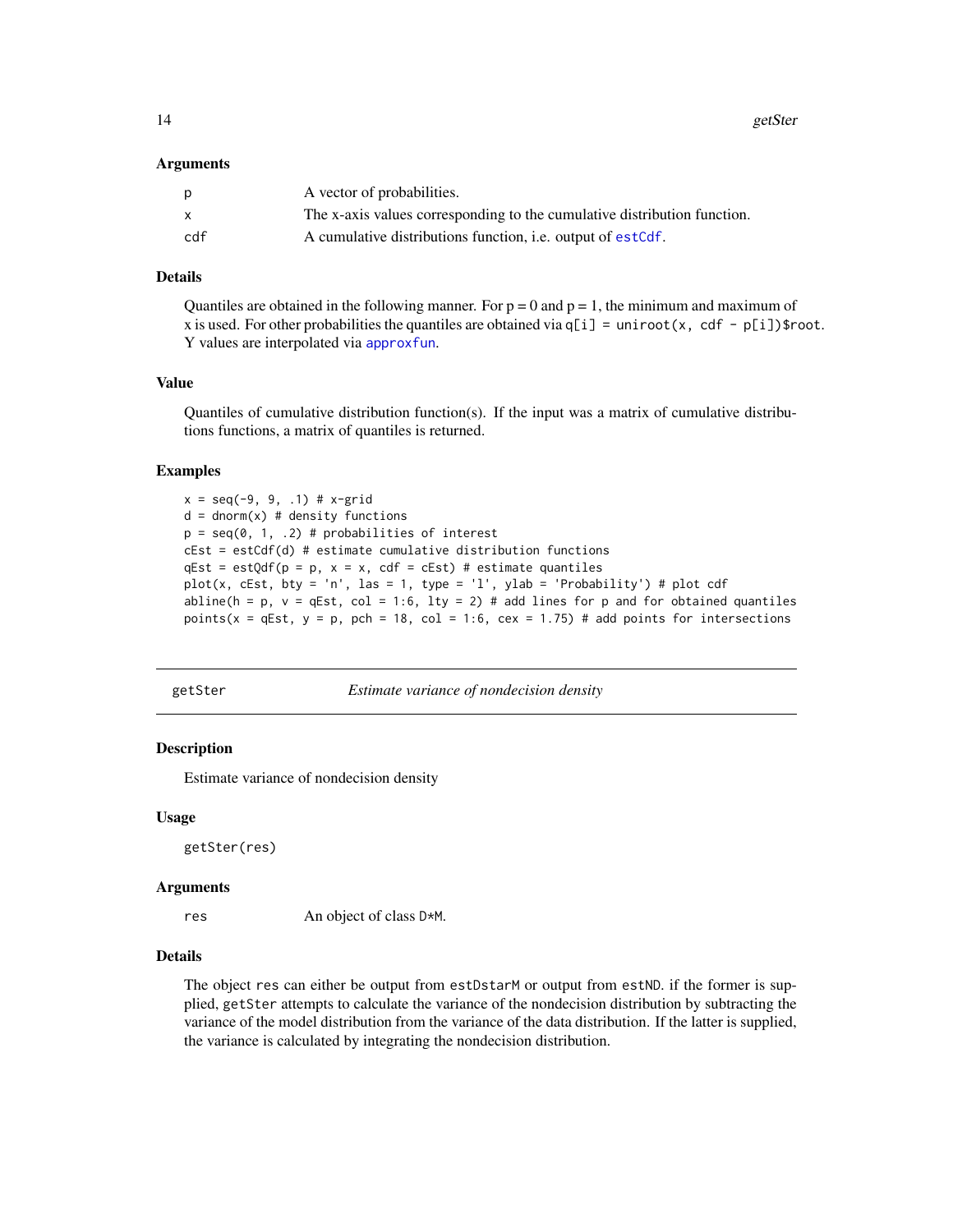### Arguments

| | |
|---|---|
| p | A vector of probabilities. |
| x | The x-axis values corresponding to the cumulative distribution function. |
| cdf | A cumulative distributions function, i.e. output of estCdf. |

### Details

Quantiles are obtained in the following manner. For p = 0 and p = 1, the minimum and maximum of x is used. For other probabilities the quantiles are obtained via `q[i] = uniroot(x, cdf - p[i])$root`. Y values are interpolated via approxfun.

### Value

Quantiles of cumulative distribution function(s). If the input was a matrix of cumulative distributions functions, a matrix of quantiles is returned.

### Examples

```
x = seq(-9, 9, .1) # x-grid
d = dnorm(x) # density functions
p = seq(0, 1, .2) # probabilities of interest
cEst = estCdf(d) # estimate cumulative distribution functions
qEst = estQdf(p = p, x = x, cdf = cEst) # estimate quantiles
plot(x, cEst, bty = 'n', las = 1, type = 'l', ylab = 'Probability') # plot cdf
abline(h = p, v = qEst, col = 1:6, lty = 2) # add lines for p and for obtained quantiles
points(x = qEst, y = p, pch = 18, col = 1:6, cex = 1.75) # add points for intersections
```

---

## getSter — *Estimate variance of nondecision density*

### Description

Estimate variance of nondecision density

### Usage

```
getSter(res)
```

### Arguments

| | |
|---|---|
| res | An object of class D*M. |

### Details

The object `res` can either be output from `estDstarM` or output from `estND`. if the former is supplied, `getSter` attempts to calculate the variance of the nondecision distribution by subtracting the variance of the model distribution from the variance of the data distribution. If the latter is supplied, the variance is calculated by integrating the nondecision distribution.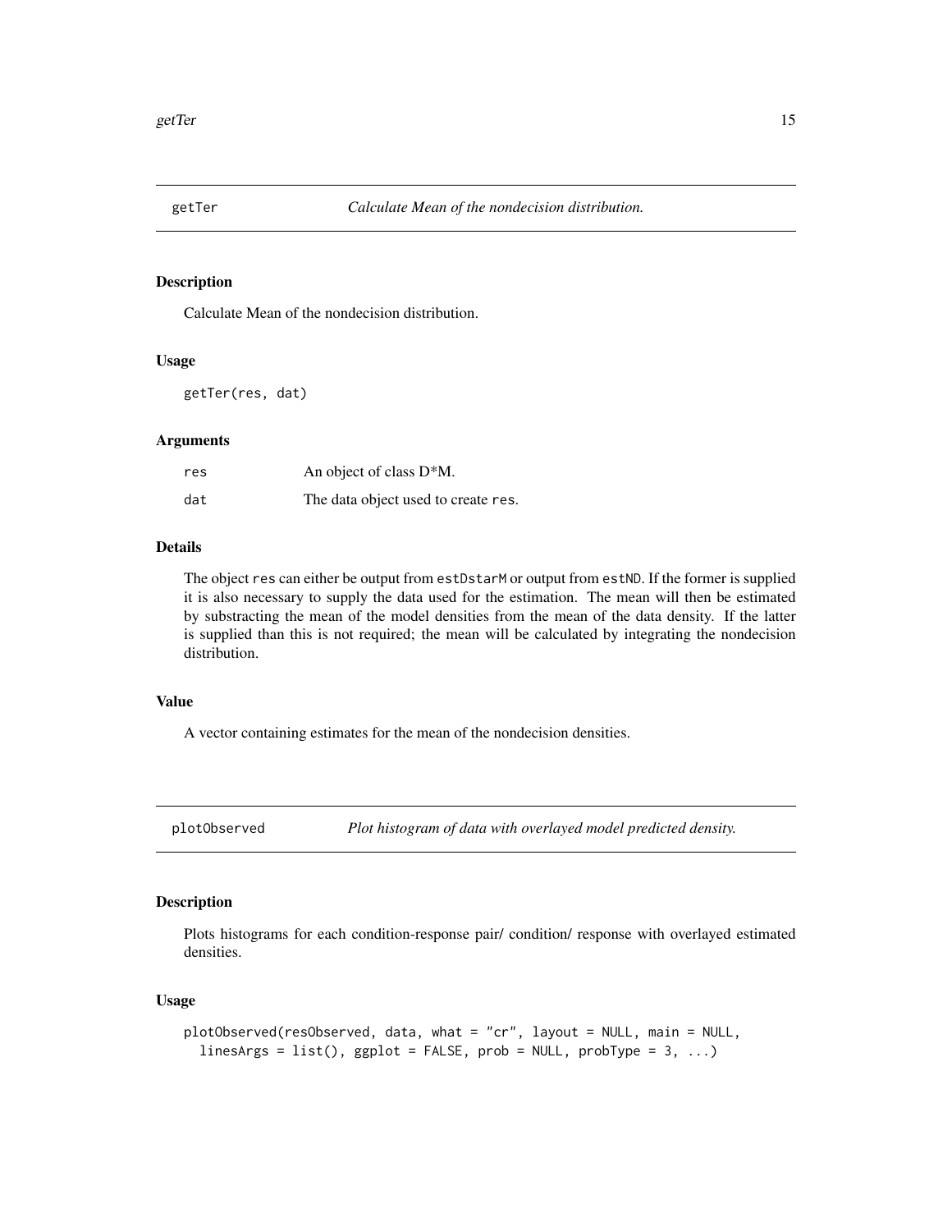## getTer — *Calculate Mean of the nondecision distribution.*

### Description

Calculate Mean of the nondecision distribution.

### Usage

```
getTer(res, dat)
```

### Arguments

| | |
|---|---|
| res | An object of class D*M. |
| dat | The data object used to create res. |

### Details

The object res can either be output from estDstarM or output from estND. If the former is supplied it is also necessary to supply the data used for the estimation. The mean will then be estimated by substracting the mean of the model densities from the mean of the data density. If the latter is supplied than this is not required; the mean will be calculated by integrating the nondecision distribution.

### Value

A vector containing estimates for the mean of the nondecision densities.

## plotObserved — *Plot histogram of data with overlayed model predicted density.*

### Description

Plots histograms for each condition-response pair/ condition/ response with overlayed estimated densities.

### Usage

```
plotObserved(resObserved, data, what = "cr", layout = NULL, main = NULL,
  linesArgs = list(), ggplot = FALSE, prob = NULL, probType = 3, ...)
```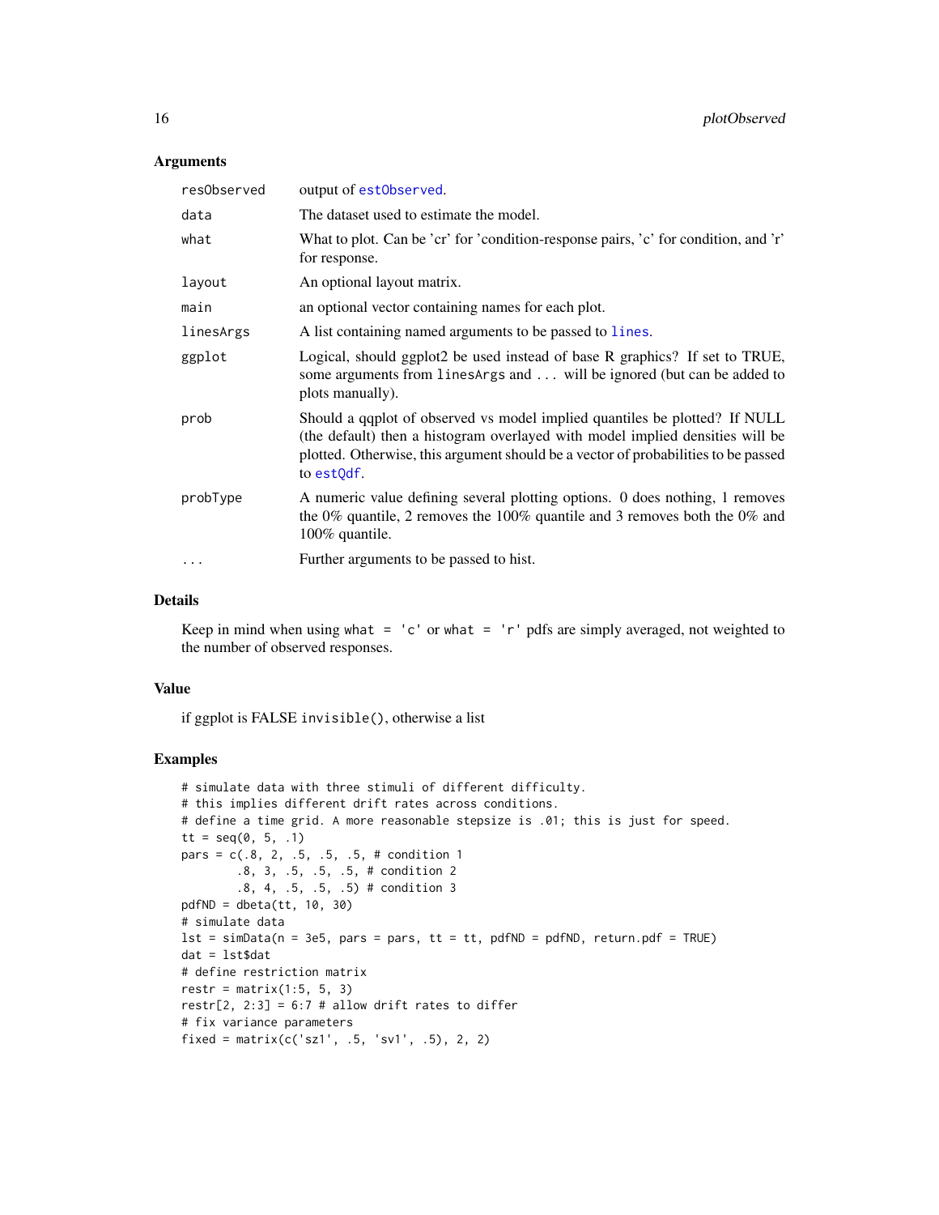### Arguments

| | |
|---|---|
| resObserved | output of estObserved. |
| data | The dataset used to estimate the model. |
| what | What to plot. Can be 'cr' for 'condition-response pairs, 'c' for condition, and 'r' for response. |
| layout | An optional layout matrix. |
| main | an optional vector containing names for each plot. |
| linesArgs | A list containing named arguments to be passed to lines. |
| ggplot | Logical, should ggplot2 be used instead of base R graphics? If set to TRUE, some arguments from linesArgs and ... will be ignored (but can be added to plots manually). |
| prob | Should a qqplot of observed vs model implied quantiles be plotted? If NULL (the default) then a histogram overlayed with model implied densities will be plotted. Otherwise, this argument should be a vector of probabilities to be passed to estQdf. |
| probType | A numeric value defining several plotting options. 0 does nothing, 1 removes the 0% quantile, 2 removes the 100% quantile and 3 removes both the 0% and 100% quantile. |
| ... | Further arguments to be passed to hist. |

### Details

Keep in mind when using `what = 'c'` or `what = 'r'` pdfs are simply averaged, not weighted to the number of observed responses.

### Value

if ggplot is FALSE `invisible()`, otherwise a list

### Examples

```
# simulate data with three stimuli of different difficulty.
# this implies different drift rates across conditions.
# define a time grid. A more reasonable stepsize is .01; this is just for speed.
tt = seq(0, 5, .1)
pars = c(.8, 2, .5, .5, .5, # condition 1
        .8, 3, .5, .5, .5, # condition 2
        .8, 4, .5, .5, .5) # condition 3
pdfND = dbeta(tt, 10, 30)
# simulate data
lst = simData(n = 3e5, pars = pars, tt = tt, pdfND = pdfND, return.pdf = TRUE)
dat = lst$dat
# define restriction matrix
restr = matrix(1:5, 5, 3)
restr[2, 2:3] = 6:7 # allow drift rates to differ
# fix variance parameters
fixed = matrix(c('sz1', .5, 'sv1', .5), 2, 2)
```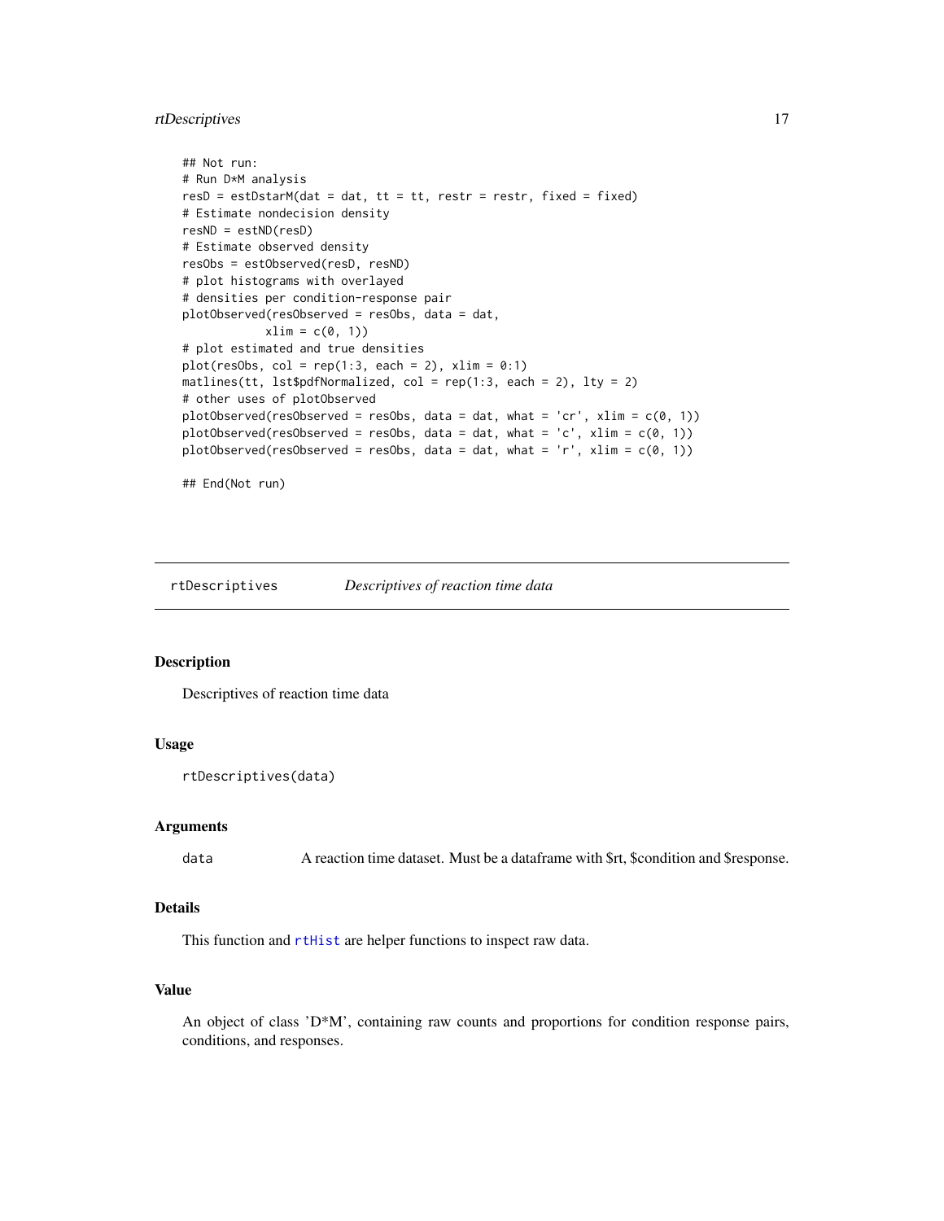```
## Not run:
# Run D*M analysis
resD = estDstarM(dat = dat, tt = tt, restr = restr, fixed = fixed)
# Estimate nondecision density
resND = estND(resD)
# Estimate observed density
resObs = estObserved(resD, resND)
# plot histograms with overlayed
# densities per condition-response pair
plotObserved(resObserved = resObs, data = dat,
             xlim = c(0, 1))
# plot estimated and true densities
plot(resObs, col = rep(1:3, each = 2), xlim = 0:1)
matlines(tt, lst$pdfNormalized, col = rep(1:3, each = 2), lty = 2)
# other uses of plotObserved
plotObserved(resObserved = resObs, data = dat, what = 'cr', xlim = c(0, 1))
plotObserved(resObserved = resObs, data = dat, what = 'c', xlim = c(0, 1))
plotObserved(resObserved = resObs, data = dat, what = 'r', xlim = c(0, 1))

## End(Not run)
```

---

## rtDescriptives *Descriptives of reaction time data*

### Description

Descriptives of reaction time data

### Usage

```
rtDescriptives(data)
```

### Arguments

| | |
|---|---|
| data | A reaction time dataset. Must be a dataframe with $rt, $condition and $response. |

### Details

This function and rtHist are helper functions to inspect raw data.

### Value

An object of class 'D*M', containing raw counts and proportions for condition response pairs, conditions, and responses.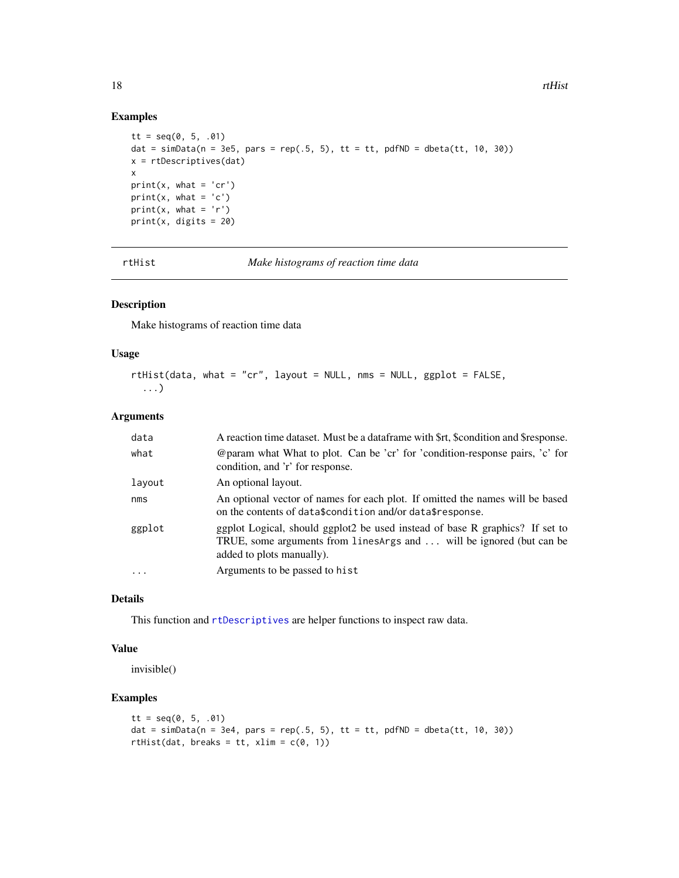## Examples

```
tt = seq(0, 5, .01)
dat = simData(n = 3e5, pars = rep(.5, 5), tt = tt, pdfND = dbeta(tt, 10, 30))
x = rtDescriptives(dat)
x
print(x, what = 'cr')
print(x, what = 'c')
print(x, what = 'r')
print(x, digits = 20)
```

---

rtHist — *Make histograms of reaction time data*

---

## Description

Make histograms of reaction time data

## Usage

```
rtHist(data, what = "cr", layout = NULL, nms = NULL, ggplot = FALSE,
  ...)
```

## Arguments

| | |
|---|---|
| `data` | A reaction time dataset. Must be a dataframe with $rt, $condition and $response. |
| `what` | @param what What to plot. Can be 'cr' for 'condition-response pairs, 'c' for condition, and 'r' for response. |
| `layout` | An optional layout. |
| `nms` | An optional vector of names for each plot. If omitted the names will be based on the contents of `data$condition` and/or `data$response`. |
| `ggplot` | ggplot Logical, should ggplot2 be used instead of base R graphics? If set to TRUE, some arguments from `linesArgs` and `...` will be ignored (but can be added to plots manually). |
| `...` | Arguments to be passed to `hist` |

## Details

This function and `rtDescriptives` are helper functions to inspect raw data.

## Value

invisible()

## Examples

```
tt = seq(0, 5, .01)
dat = simData(n = 3e4, pars = rep(.5, 5), tt = tt, pdfND = dbeta(tt, 10, 30))
rtHist(dat, breaks = tt, xlim = c(0, 1))
```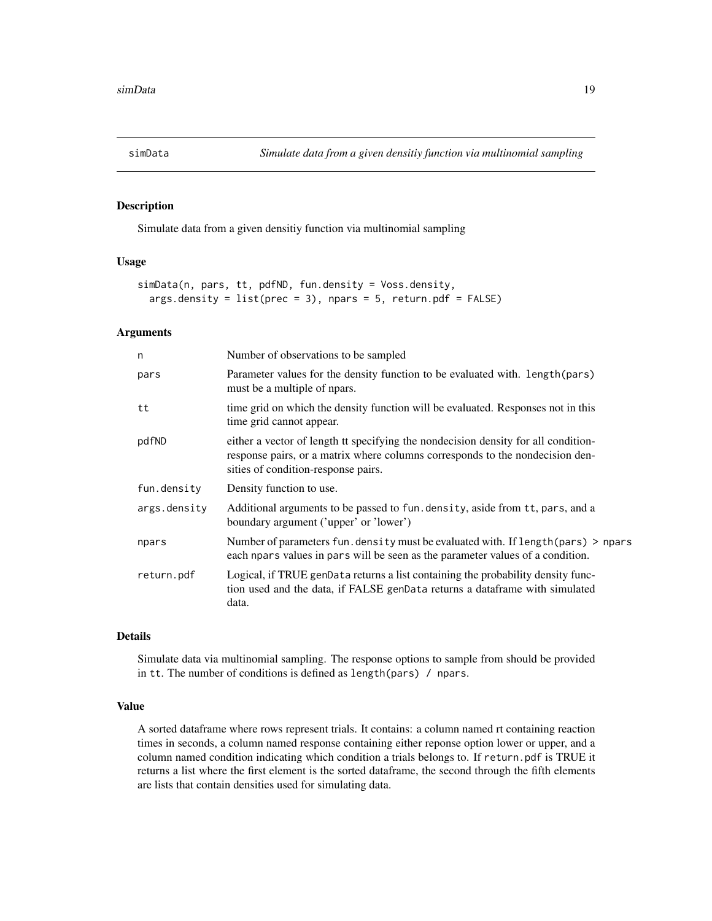## simData — *Simulate data from a given densitiy function via multinomial sampling*

### Description

Simulate data from a given densitiy function via multinomial sampling

### Usage

```
simData(n, pars, tt, pdfND, fun.density = Voss.density,
  args.density = list(prec = 3), npars = 5, return.pdf = FALSE)
```

### Arguments

| | |
|---|---|
| `n` | Number of observations to be sampled |
| `pars` | Parameter values for the density function to be evaluated with. `length(pars)` must be a multiple of npars. |
| `tt` | time grid on which the density function will be evaluated. Responses not in this time grid cannot appear. |
| `pdfND` | either a vector of length tt specifying the nondecision density for all condition-response pairs, or a matrix where columns corresponds to the nondecision densities of condition-response pairs. |
| `fun.density` | Density function to use. |
| `args.density` | Additional arguments to be passed to `fun.density`, aside from `tt`, `pars`, and a boundary argument ('upper' or 'lower') |
| `npars` | Number of parameters `fun.density` must be evaluated with. If `length(pars) > npars` each `npars` values in `pars` will be seen as the parameter values of a condition. |
| `return.pdf` | Logical, if TRUE `genData` returns a list containing the probability density function used and the data, if FALSE `genData` returns a dataframe with simulated data. |

### Details

Simulate data via multinomial sampling. The response options to sample from should be provided in `tt`. The number of conditions is defined as `length(pars) / npars`.

### Value

A sorted dataframe where rows represent trials. It contains: a column named rt containing reaction times in seconds, a column named response containing either reponse option lower or upper, and a column named condition indicating which condition a trials belongs to. If `return.pdf` is TRUE it returns a list where the first element is the sorted dataframe, the second through the fifth elements are lists that contain densities used for simulating data.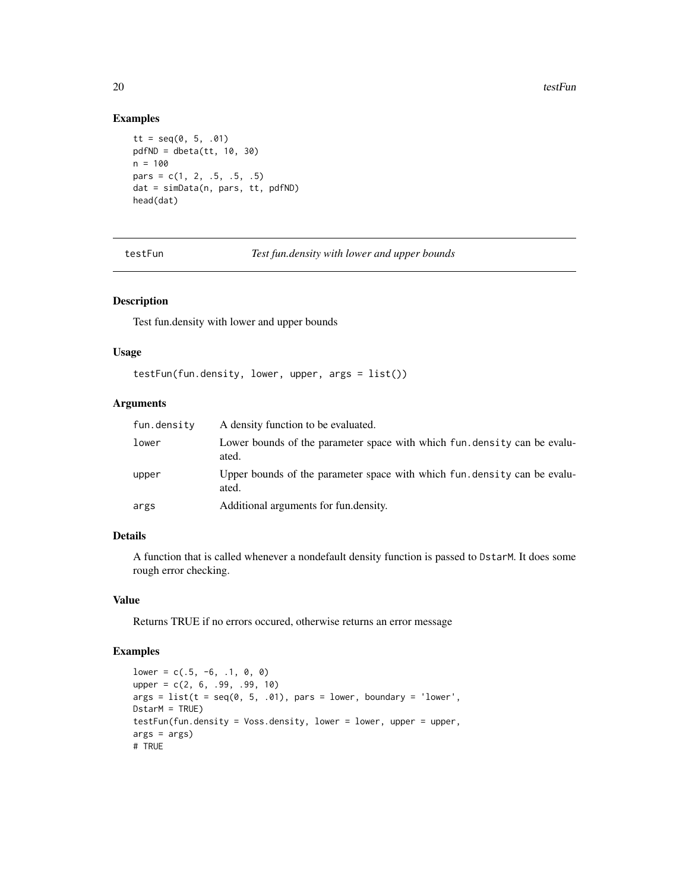## Examples

```
tt = seq(0, 5, .01)
pdfND = dbeta(tt, 10, 30)
n = 100
pars = c(1, 2, .5, .5, .5)
dat = simData(n, pars, tt, pdfND)
head(dat)
```

---

# testFun — *Test fun.density with lower and upper bounds*

---

### Description

Test fun.density with lower and upper bounds

### Usage

```
testFun(fun.density, lower, upper, args = list())
```

### Arguments

| | |
|---|---|
| `fun.density` | A density function to be evaluated. |
| `lower` | Lower bounds of the parameter space with which `fun.density` can be evaluated. |
| `upper` | Upper bounds of the parameter space with which `fun.density` can be evaluated. |
| `args` | Additional arguments for fun.density. |

### Details

A function that is called whenever a nondefault density function is passed to `DstarM`. It does some rough error checking.

### Value

Returns TRUE if no errors occured, otherwise returns an error message

### Examples

```
lower = c(.5, -6, .1, 0, 0)
upper = c(2, 6, .99, .99, 10)
args = list(t = seq(0, 5, .01), pars = lower, boundary = 'lower',
DstarM = TRUE)
testFun(fun.density = Voss.density, lower = lower, upper = upper,
args = args)
# TRUE
```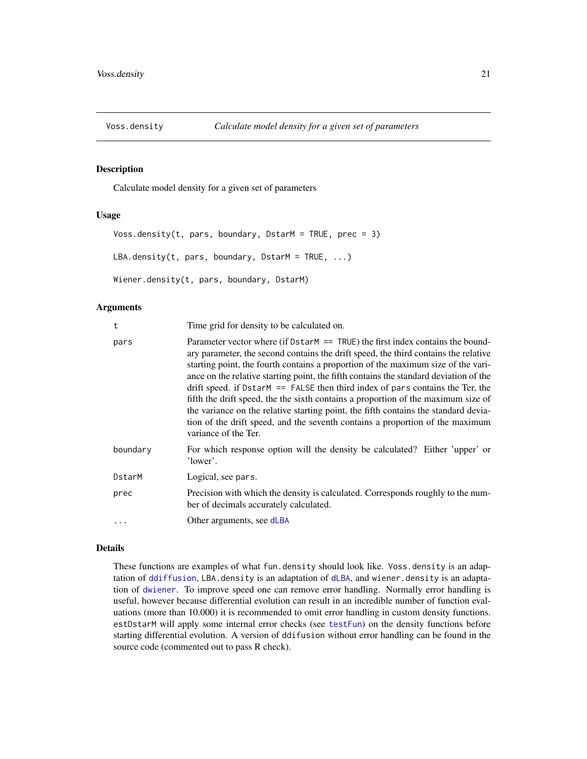## Voss.density — *Calculate model density for a given set of parameters*

### Description

Calculate model density for a given set of parameters

### Usage

```
Voss.density(t, pars, boundary, DstarM = TRUE, prec = 3)

LBA.density(t, pars, boundary, DstarM = TRUE, ...)

Wiener.density(t, pars, boundary, DstarM)
```

### Arguments

| | |
|---|---|
| `t` | Time grid for density to be calculated on. |
| `pars` | Parameter vector where (if `DstarM == TRUE`) the first index contains the boundary parameter, the second contains the drift speed, the third contains the relative starting point, the fourth contains a proportion of the maximum size of the variance on the relative starting point, the fifth contains the standard deviation of the drift speed. if `DstarM == FALSE` then third index of `pars` contains the Ter, the fifth the drift speed, the the sixth contains a proportion of the maximum size of the variance on the relative starting point, the fifth contains the standard deviation of the drift speed, and the seventh contains a proportion of the maximum variance of the Ter. |
| `boundary` | For which response option will the density be calculated? Either 'upper' or 'lower'. |
| `DstarM` | Logical, see `pars`. |
| `prec` | Precision with which the density is calculated. Corresponds roughly to the number of decimals accurately calculated. |
| `...` | Other arguments, see `dLBA` |

### Details

These functions are examples of what `fun.density` should look like. `Voss.density` is an adaptation of `ddiffusion`, `LBA.density` is an adaptation of `dLBA`, and `wiener.density` is an adaptation of `dwiener`. To improve speed one can remove error handling. Normally error handling is useful, however because differential evolution can result in an incredible number of function evaluations (more than 10.000) it is recommended to omit error handling in custom density functions. `estDstarM` will apply some internal error checks (see `testFun`) on the density functions before starting differential evolution. A version of `ddifusion` without error handling can be found in the source code (commented out to pass R check).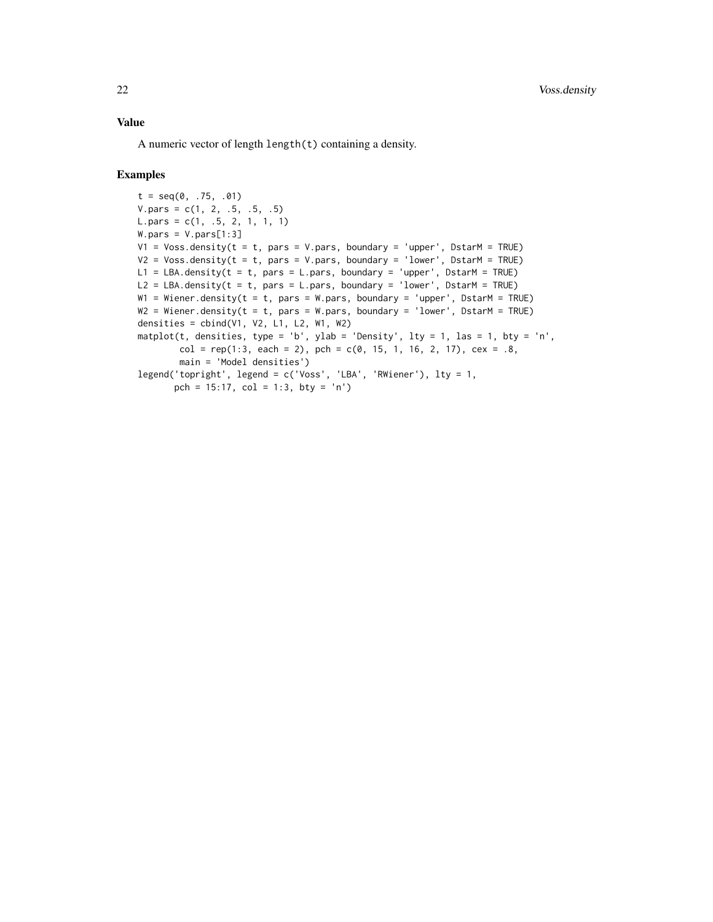## Value

A numeric vector of length `length(t)` containing a density.

## Examples

```
t = seq(0, .75, .01)
V.pars = c(1, 2, .5, .5, .5)
L.pars = c(1, .5, 2, 1, 1, 1)
W.pars = V.pars[1:3]
V1 = Voss.density(t = t, pars = V.pars, boundary = 'upper', DstarM = TRUE)
V2 = Voss.density(t = t, pars = V.pars, boundary = 'lower', DstarM = TRUE)
L1 = LBA.density(t = t, pars = L.pars, boundary = 'upper', DstarM = TRUE)
L2 = LBA.density(t = t, pars = L.pars, boundary = 'lower', DstarM = TRUE)
W1 = Wiener.density(t = t, pars = W.pars, boundary = 'upper', DstarM = TRUE)
W2 = Wiener.density(t = t, pars = W.pars, boundary = 'lower', DstarM = TRUE)
densities = cbind(V1, V2, L1, L2, W1, W2)
matplot(t, densities, type = 'b', ylab = 'Density', lty = 1, las = 1, bty = 'n',
        col = rep(1:3, each = 2), pch = c(0, 15, 1, 16, 2, 17), cex = .8,
        main = 'Model densities')
legend('topright', legend = c('Voss', 'LBA', 'RWiener'), lty = 1,
       pch = 15:17, col = 1:3, bty = 'n')
```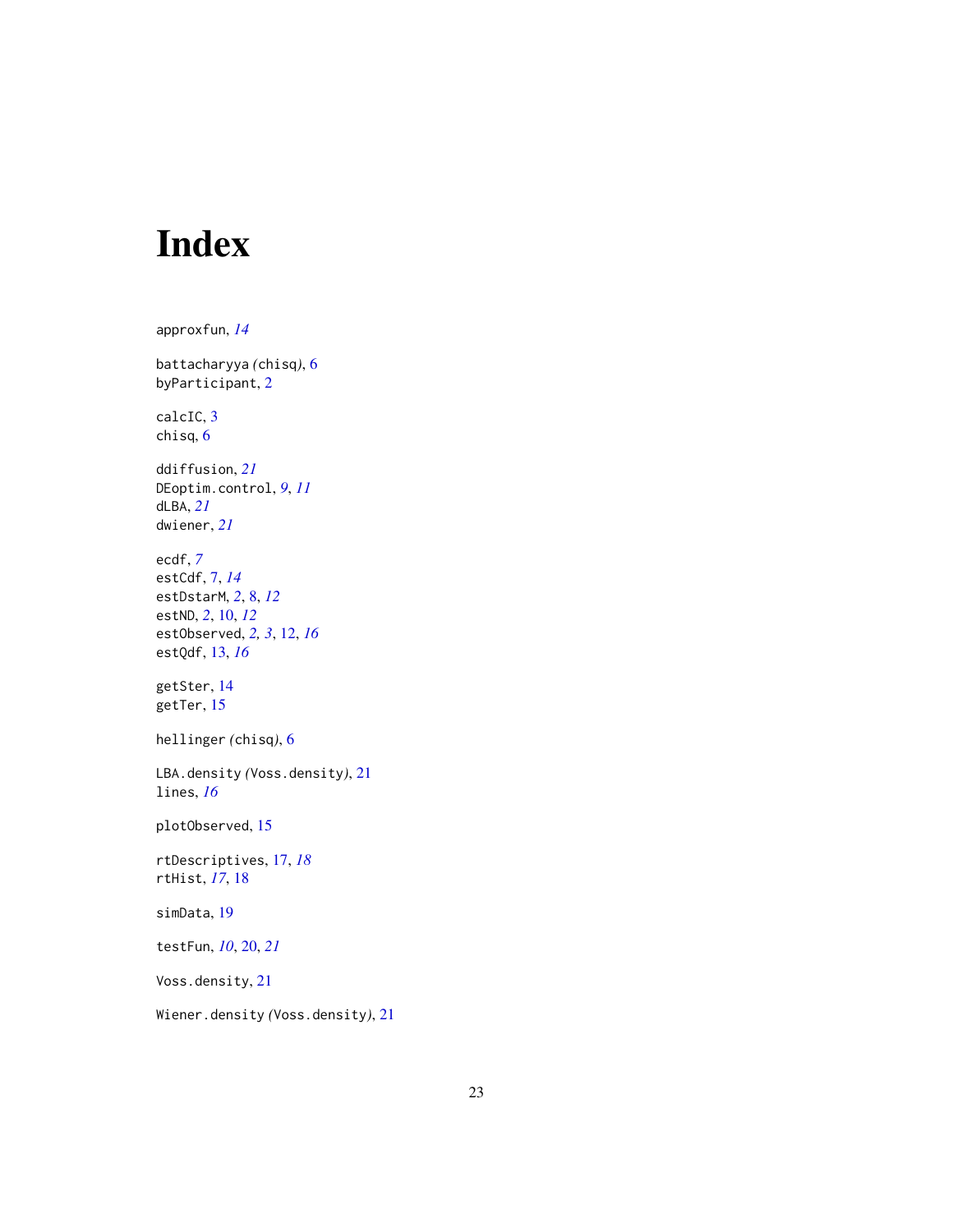# Index

approxfun, *14*

battacharyya (chisq), 6
byParticipant, 2

calcIC, 3
chisq, 6

ddiffusion, *21*
DEoptim.control, *9*, *11*
dLBA, *21*
dwiener, *21*

ecdf, *7*
estCdf, 7, *14*
estDstarM, *2*, 8, *12*
estND, *2*, 10, *12*
estObserved, *2*, *3*, 12, *16*
estQdf, 13, *16*

getSter, 14
getTer, 15

hellinger (chisq), 6

LBA.density (Voss.density), 21
lines, *16*

plotObserved, 15

rtDescriptives, 17, *18*
rtHist, *17*, 18

simData, 19

testFun, *10*, 20, *21*

Voss.density, 21

Wiener.density (Voss.density), 21